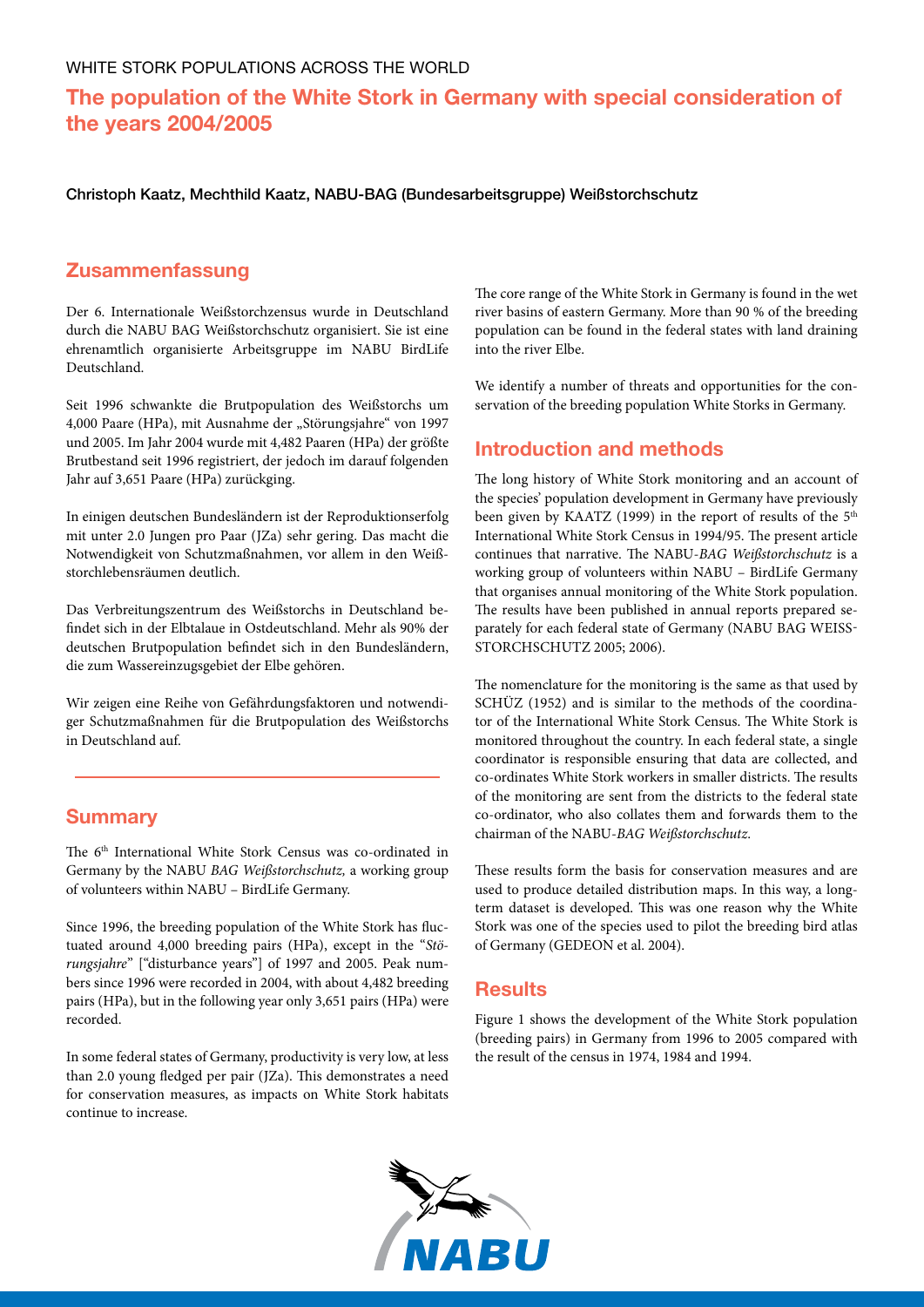WHITE STORK POPULATIONS ACROSS THE WORLD

# The population of the White Stork in Germany with special consideration of the years 2004/2005

**Christoph Kaatz, Mechthild Kaatz, NABU-BAG (Bundesarbeitsgruppe) Weißstorchschutz**

## Zusammenfassung

Der 6. Internationale Weißstorchzensus wurde in Deutschland durch die NABU BAG Weißstorchschutz organisiert. Sie ist eine ehrenamtlich organisierte Arbeitsgruppe im NABU BirdLife Deutschland.

Seit 1996 schwankte die Brutpopulation des Weißstorchs um 4,000 Paare (HPa), mit Ausnahme der „Störungsjahre" von 1997 und 2005. Im Jahr 2004 wurde mit 4,482 Paaren (HPa) der größte Brutbestand seit 1996 registriert, der jedoch im darauf folgenden Jahr auf 3,651 Paare (HPa) zurückging.

In einigen deutschen Bundesländern ist der Reproduktionserfolg mit unter 2.0 Jungen pro Paar (JZa) sehr gering. Das macht die Notwendigkeit von Schutzmaßnahmen, vor allem in den Weißstorchlebensräumen deutlich.

Das Verbreitungszentrum des Weißstorchs in Deutschland befindet sich in der Elbtalaue in Ostdeutschland. Mehr als 90% der deutschen Brutpopulation befindet sich in den Bundesländern, die zum Wassereinzugsgebiet der Elbe gehören.

Wir zeigen eine Reihe von Gefährdungsfaktoren und notwendiger Schutzmaßnahmen für die Brutpopulation des Weißstorchs in Deutschland auf.

## Summary

The 6th International White Stork Census was co-ordinated in Germany by the NABU *BAG Weißstorchschutz,* a working group of volunteers within NABU – BirdLife Germany.

Since 1996, the breeding population of the White Stork has fluctuated around 4,000 breeding pairs (HPa), except in the "*Störungsjahre*" ["disturbance years"] of 1997 and 2005. Peak numbers since 1996 were recorded in 2004, with about 4,482 breeding pairs (HPa), but in the following year only 3,651 pairs (HPa) were recorded.

In some federal states of Germany, productivity is very low, at less than 2.0 young fledged per pair (JZa). This demonstrates a need for conservation measures, as impacts on White Stork habitats continue to increase.

The core range of the White Stork in Germany is found in the wet river basins of eastern Germany. More than 90 % of the breeding population can be found in the federal states with land draining into the river Elbe.

We identify a number of threats and opportunities for the conservation of the breeding population White Storks in Germany.

## Introduction and methods

The long history of White Stork monitoring and an account of the species' population development in Germany have previously been given by KAATZ (1999) in the report of results of the 5th International White Stork Census in 1994/95. The present article continues that narrative. The NABU-*BAG Weißstorchschutz* is a working group of volunteers within NABU – BirdLife Germany that organises annual monitoring of the White Stork population. The results have been published in annual reports prepared separately for each federal state of Germany (NABU BAG WEISSSTORCHSCHUTZ 2005; 2006).

The nomenclature for the monitoring is the same as that used by SCHÜZ (1952) and is similar to the methods of the coordinator of the International White Stork Census. The White Stork is monitored throughout the country. In each federal state, a single coordinator is responsible ensuring that data are collected, and co-ordinates White Stork workers in smaller districts. The results of the monitoring are sent from the districts to the federal state co-ordinator, who also collates them and forwards them to the chairman of the NABU-*BAG Weißstorchschutz.*

These results form the basis for conservation measures and are used to produce detailed distribution maps. In this way, a long-term dataset is developed. This was one reason why the White Stork was one of the species used to pilot the breeding bird atlas of Germany (GEDEON et al. 2004).

## Results

Figure 1 shows the development of the White Stork population (breeding pairs) in Germany from 1996 to 2005 compared with the result of the census in 1974, 1984 and 1994.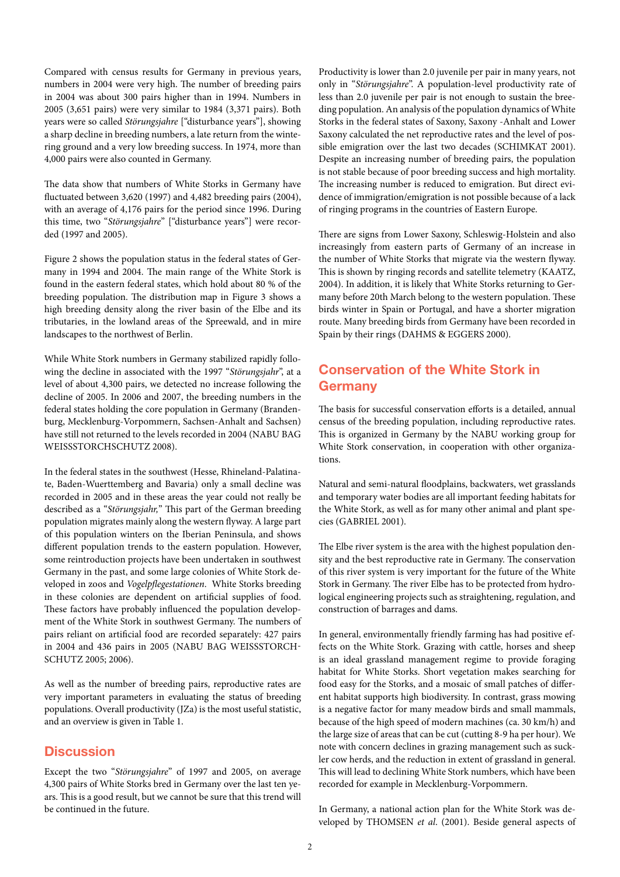Compared with census results for Germany in previous years, numbers in 2004 were very high. The number of breeding pairs in 2004 was about 300 pairs higher than in 1994. Numbers in 2005 (3,651 pairs) were very similar to 1984 (3,371 pairs). Both years were so called *Störungsjahre* ["disturbance years"], showing a sharp decline in breeding numbers, a late return from the wintering ground and a very low breeding success. In 1974, more than 4,000 pairs were also counted in Germany.

The data show that numbers of White Storks in Germany have fluctuated between 3,620 (1997) and 4,482 breeding pairs (2004), with an average of 4,176 pairs for the period since 1996. During this time, two "*Störungsjahre*" ["disturbance years"] were recorded (1997 and 2005).

Figure 2 shows the population status in the federal states of Germany in 1994 and 2004. The main range of the White Stork is found in the eastern federal states, which hold about 80 % of the breeding population. The distribution map in Figure 3 shows a high breeding density along the river basin of the Elbe and its tributaries, in the lowland areas of the Spreewald, and in mire landscapes to the northwest of Berlin.

While White Stork numbers in Germany stabilized rapidly following the decline in associated with the 1997 "*Störungsjahr*", at a level of about 4,300 pairs, we detected no increase following the decline of 2005. In 2006 and 2007, the breeding numbers in the federal states holding the core population in Germany (Brandenburg, Mecklenburg-Vorpommern, Sachsen-Anhalt and Sachsen) have still not returned to the levels recorded in 2004 (NABU BAG WEISSSTORCHSCHUTZ 2008).

In the federal states in the southwest (Hesse, Rhineland-Palatinate, Baden-Wuerttemberg and Bavaria) only a small decline was recorded in 2005 and in these areas the year could not really be described as a "*Störungsjahr,*" This part of the German breeding population migrates mainly along the western flyway. A large part of this population winters on the Iberian Peninsula, and shows different population trends to the eastern population. However, some reintroduction projects have been undertaken in southwest Germany in the past, and some large colonies of White Stork developed in zoos and *Vogelpflegestationen*. White Storks breeding in these colonies are dependent on artificial supplies of food. These factors have probably influenced the population development of the White Stork in southwest Germany. The numbers of pairs reliant on artificial food are recorded separately: 427 pairs in 2004 and 436 pairs in 2005 (NABU BAG WEISSSTORCHSCHUTZ 2005; 2006).

As well as the number of breeding pairs, reproductive rates are very important parameters in evaluating the status of breeding populations. Overall productivity (JZa) is the most useful statistic, and an overview is given in Table 1.

## Discussion

Except the two "*Störungsjahre*" of 1997 and 2005, on average 4,300 pairs of White Storks bred in Germany over the last ten years. This is a good result, but we cannot be sure that this trend will be continued in the future.

Productivity is lower than 2.0 juvenile per pair in many years, not only in "*Störungsjahre*". A population-level productivity rate of less than 2.0 juvenile per pair is not enough to sustain the breeding population. An analysis of the population dynamics of White Storks in the federal states of Saxony, Saxony -Anhalt and Lower Saxony calculated the net reproductive rates and the level of possible emigration over the last two decades (SCHIMKAT 2001). Despite an increasing number of breeding pairs, the population is not stable because of poor breeding success and high mortality. The increasing number is reduced to emigration. But direct evidence of immigration/emigration is not possible because of a lack of ringing programs in the countries of Eastern Europe.

There are signs from Lower Saxony, Schleswig-Holstein and also increasingly from eastern parts of Germany of an increase in the number of White Storks that migrate via the western flyway. This is shown by ringing records and satellite telemetry (KAATZ, 2004). In addition, it is likely that White Storks returning to Germany before 20th March belong to the western population. These birds winter in Spain or Portugal, and have a shorter migration route. Many breeding birds from Germany have been recorded in Spain by their rings (DAHMS & EGGERS 2000).

## Conservation of the White Stork in Germany

The basis for successful conservation efforts is a detailed, annual census of the breeding population, including reproductive rates. This is organized in Germany by the NABU working group for White Stork conservation, in cooperation with other organizations.

Natural and semi-natural floodplains, backwaters, wet grasslands and temporary water bodies are all important feeding habitats for the White Stork, as well as for many other animal and plant species (GABRIEL 2001).

The Elbe river system is the area with the highest population density and the best reproductive rate in Germany. The conservation of this river system is very important for the future of the White Stork in Germany. The river Elbe has to be protected from hydrological engineering projects such as straightening, regulation, and construction of barrages and dams.

In general, environmentally friendly farming has had positive effects on the White Stork. Grazing with cattle, horses and sheep is an ideal grassland management regime to provide foraging habitat for White Storks. Short vegetation makes searching for food easy for the Storks, and a mosaic of small patches of different habitat supports high biodiversity. In contrast, grass mowing is a negative factor for many meadow birds and small mammals, because of the high speed of modern machines (ca. 30 km/h) and the large size of areas that can be cut (cutting 8-9 ha per hour). We note with concern declines in grazing management such as suckler cow herds, and the reduction in extent of grassland in general. This will lead to declining White Stork numbers, which have been recorded for example in Mecklenburg-Vorpommern.

In Germany, a national action plan for the White Stork was developed by THOMSEN *et al*. (2001). Beside general aspects of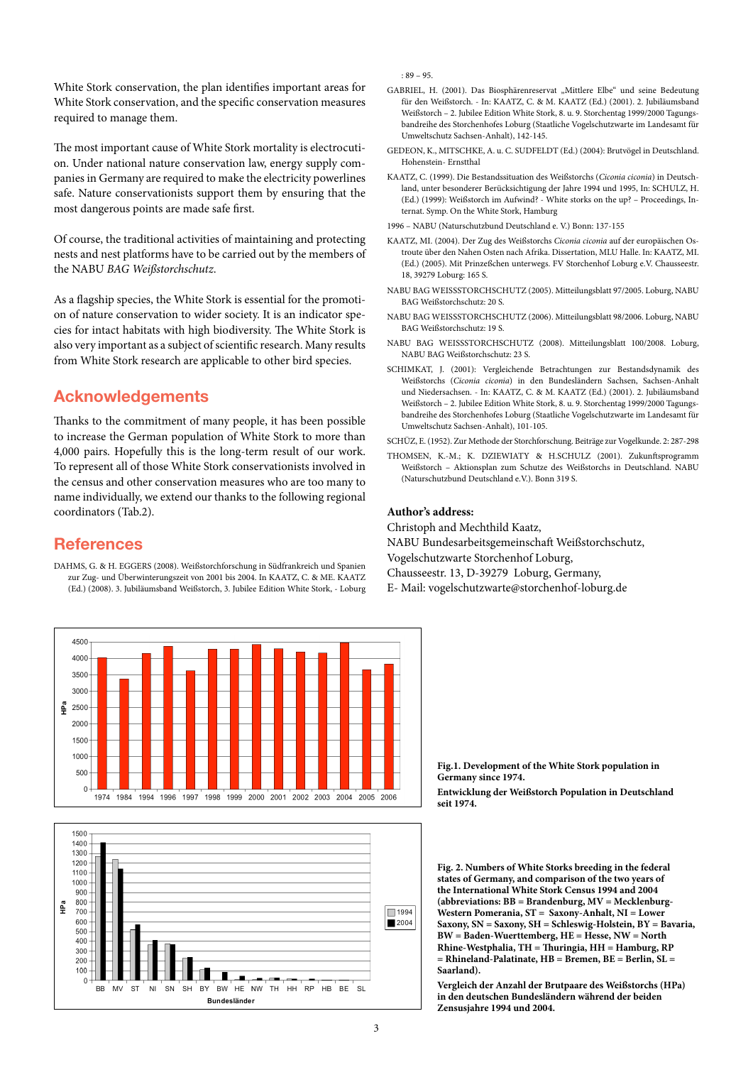White Stork conservation, the plan identifies important areas for White Stork conservation, and the specific conservation measures required to manage them.

The most important cause of White Stork mortality is electrocution. Under national nature conservation law, energy supply companies in Germany are required to make the electricity powerlines safe. Nature conservationists support them by ensuring that the most dangerous points are made safe first.

Of course, the traditional activities of maintaining and protecting nests and nest platforms have to be carried out by the members of the NABU *BAG Weißstorchschutz*.

As a flagship species, the White Stork is essential for the promotion of nature conservation to wider society. It is an indicator species for intact habitats with high biodiversity. The White Stork is also very important as a subject of scientific research. Many results from White Stork research are applicable to other bird species.

## Acknowledgements

Thanks to the commitment of many people, it has been possible to increase the German population of White Stork to more than 4,000 pairs. Hopefully this is the long-term result of our work. To represent all of those White Stork conservationists involved in the census and other conservation measures who are too many to name individually, we extend our thanks to the following regional coordinators (Tab.2).

## References

DAHMS, G. & H. EGGERS (2008). Weißstorchforschung in Südfrankreich und Spanien zur Zug- und Überwinterungszeit von 2001 bis 2004. In KAATZ, C. & ME. KAATZ (Ed.) (2008). 3. Jubiläumsband Weißstorch, 3. Jubilee Edition White Stork, - Loburg : 89 – 95.

GABRIEL, H. (2001). Das Biosphärenreservat „Mittlere Elbe" und seine Bedeutung für den Weißstorch. - In: KAATZ, C. & M. KAATZ (Ed.) (2001). 2. Jubiläumsband Weißstorch – 2. Jubilee Edition White Stork, 8. u. 9. Storchentag 1999/2000 Tagungsbandreihe des Storchenhofes Loburg (Staatliche Vogelschutzwarte im Landesamt für Umweltschutz Sachsen-Anhalt), 142-145.

GEDEON, K., MITSCHKE, A. u. C. SUDFELDT (Ed.) (2004): Brutvögel in Deutschland. Hohenstein- Ernstthal

KAATZ, C. (1999). Die Bestandssituation des Weißstorchs (*Ciconia ciconia*) in Deutschland, unter besonderer Berücksichtigung der Jahre 1994 und 1995, In: SCHULZ, H. (Ed.) (1999): Weißstorch im Aufwind? - White storks on the up? – Proceedings, Internat. Symp. On the White Stork, Hamburg

1996 – NABU (Naturschutzbund Deutschland e. V.) Bonn: 137-155

KAATZ, MI. (2004). Der Zug des Weißstorchs *Ciconia ciconia* auf der europäischen Ostroute über den Nahen Osten nach Afrika. Dissertation, MLU Halle. In: KAATZ, MI. (Ed.) (2005). Mit Prinzeßchen unterwegs. FV Storchenhof Loburg e.V. Chausseestr. 18, 39279 Loburg: 165 S.

NABU BAG WEISSSTORCHSCHUTZ (2005). Mitteilungsblatt 97/2005. Loburg, NABU BAG Weißstorchschutz: 20 S.

NABU BAG WEISSSTORCHSCHUTZ (2006). Mitteilungsblatt 98/2006. Loburg, NABU BAG Weißstorchschutz: 19 S.

NABU BAG WEISSSTORCHSCHUTZ (2008). Mitteilungsblatt 100/2008. Loburg, NABU BAG Weißstorchschutz: 23 S.

SCHIMKAT, J. (2001): Vergleichende Betrachtungen zur Bestandsdynamik des Weißstorchs (*Ciconia ciconia*) in den Bundesländern Sachsen, Sachsen-Anhalt und Niedersachsen. - In: KAATZ, C. & M. KAATZ (Ed.) (2001). 2. Jubiläumsband Weißstorch – 2. Jubilee Edition White Stork, 8. u. 9. Storchentag 1999/2000 Tagungsbandreihe des Storchenhofes Loburg (Staatliche Vogelschutzwarte im Landesamt für Umweltschutz Sachsen-Anhalt), 101-105.

SCHÜZ, E. (1952). Zur Methode der Storchforschung. Beiträge zur Vogelkunde. 2: 287-298

THOMSEN, K.-M.; K. DZIEWIATY & H.SCHULZ (2001). Zukunftsprogramm Weißstorch – Aktionsplan zum Schutze des Weißstorchs in Deutschland. NABU (Naturschutzbund Deutschland e.V.). Bonn 319 S.

**Author's address:**

Christoph and Mechthild Kaatz,
NABU Bundesarbeitsgemeinschaft Weißstorchschutz,
Vogelschutzwarte Storchenhof Loburg,
Chausseestr. 13, D-39279 Loburg, Germany,
E- Mail: vogelschutzwarte@storchenhof-loburg.de

**Fig.1. Development of the White Stork population in Germany since 1974.**

**Entwicklung der Weißstorch Population in Deutschland seit 1974.**

**Fig. 2. Numbers of White Storks breeding in the federal states of Germany, and comparison of the two years of the International White Stork Census 1994 and 2004 (abbreviations: BB = Brandenburg, MV = Mecklenburg-Western Pomerania, ST = Saxony-Anhalt, NI = Lower Saxony, SN = Saxony, SH = Schleswig-Holstein, BY = Bavaria, BW = Baden-Wuerttemberg, HE = Hesse, NW = North Rhine-Westphalia, TH = Thuringia, HH = Hamburg, RP = Rhineland-Palatinate, HB = Bremen, BE = Berlin, SL = Saarland).**

**Vergleich der Anzahl der Brutpaare des Weißstorchs (HPa) in den deutschen Bundesländern während der beiden Zensusjahre 1994 und 2004.**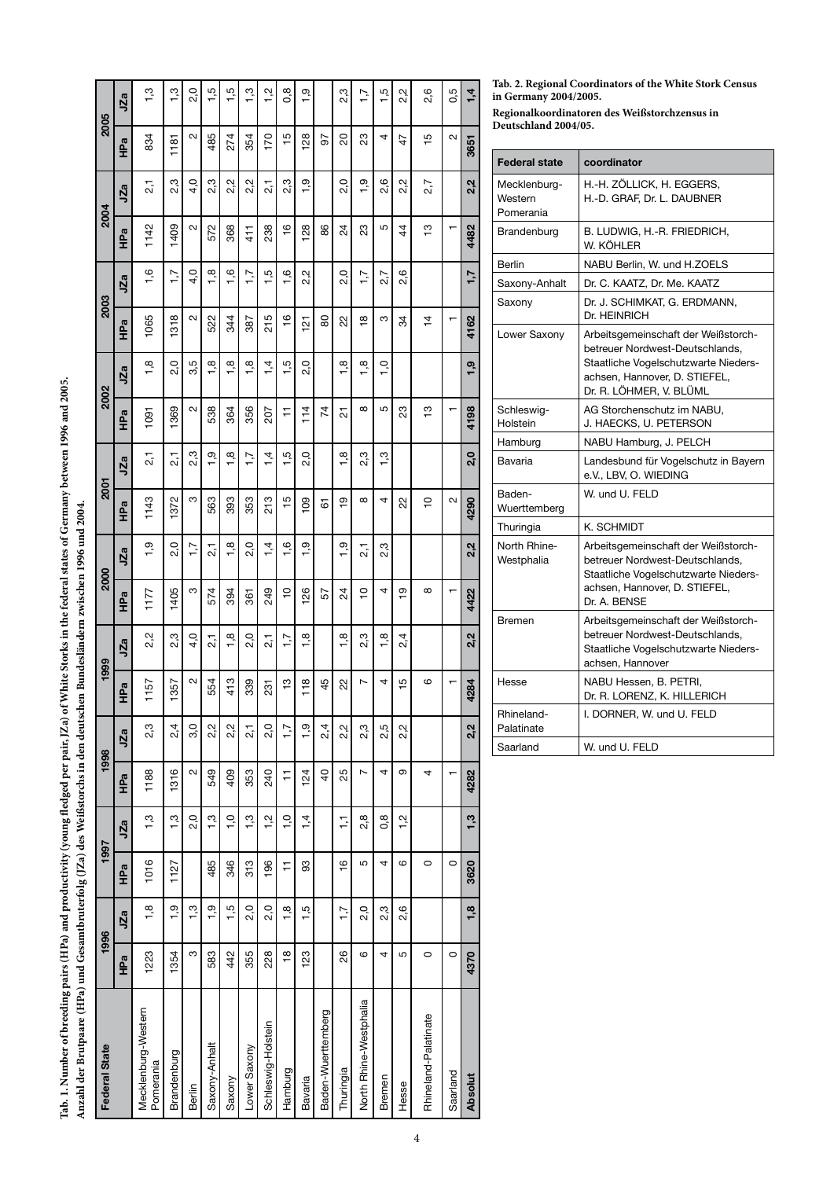**Tab. 1. Number of breeding pairs (HPa) and productivity (young fledged per pair, JZa) of White Storks in the federal states of Germany between 1996 and 2005.**
**Anzahl der Brutpaare (HPa) und Gesamtbruterfolg (JZa) des Weißstorchs in den deutschen Bundesländern zwischen 1996 und 2004.**

| Federal State | 1996 | | 1997 | | 1998 | | 1999 | | 2000 | | 2001 | | 2002 | | 2003 | | 2004 | | 2005 | |
|---|---|---|---|---|---|---|---|---|---|---|---|---|---|---|---|---|---|---|---|---|
| | HPa | JZa | HPa | JZa | HPa | JZa | HPa | JZa | HPa | JZa | HPa | JZa | HPa | JZa | HPa | JZa | HPa | JZa | HPa | JZa |
| Mecklenburg-Western Pomerania | 1223 | 1,8 | 1016 | 1,3 | 1188 | 2,3 | 1157 | 2,2 | 1177 | 1,9 | 1143 | 2,1 | 1091 | 1,8 | 1065 | 1,6 | 1142 | 2,1 | 834 | 1,3 |
| Brandenburg | 1354 | 1,9 | 1127 | 1,3 | 1316 | 2,4 | 1357 | 2,3 | 1405 | 2,0 | 1372 | 2,1 | 1369 | 2,0 | 1318 | 1,7 | 1409 | 2,3 | 1181 | 1,3 |
| Berlin | 3 | 1,3 | | 2,0 | 2 | 3,0 | 2 | 4,0 | 3 | 1,7 | 3 | 2,3 | 2 | 3,5 | 2 | 4,0 | 2 | 4,0 | 2 | 2,0 |
| Saxony-Anhalt | 583 | 1,9 | 485 | 1,3 | 549 | 2,2 | 554 | 2,1 | 574 | 2,1 | 563 | 1,9 | 538 | 1,8 | 522 | 1,8 | 572 | 2,3 | 485 | 1,5 |
| Saxony | 442 | 1,5 | 346 | 1,0 | 409 | 2,2 | 413 | 1,8 | 394 | 1,8 | 393 | 1,8 | 364 | 1,8 | 344 | 1,6 | 368 | 2,2 | 274 | 1,5 |
| Lower Saxony | 355 | 2,0 | 313 | 1,3 | 353 | 2,1 | 339 | 2,0 | 361 | 2,0 | 353 | 1,7 | 356 | 1,8 | 387 | 1,7 | 411 | 2,2 | 354 | 1,3 |
| Schleswig-Holstein | 228 | 2,0 | 196 | 1,2 | 240 | 2,0 | 231 | 2,1 | 249 | 1,4 | 213 | 1,4 | 207 | 1,4 | 215 | 1,5 | 238 | 2,1 | 170 | 1,2 |
| Hamburg | 18 | 1,8 | 11 | 1,0 | 11 | 1,7 | 13 | 1,7 | 10 | 1,6 | 15 | 1,5 | 11 | 1,5 | 16 | 1,6 | 16 | 2,3 | 15 | 0,8 |
| Bavaria | 123 | 1,5 | 93 | 1,4 | 124 | 1,9 | 118 | 1,8 | 126 | 1,9 | 109 | 2,0 | 114 | 2,0 | 121 | 2,2 | 128 | 1,9 | 128 | 1,9 |
| Baden-Wuerttemberg | | | | | 40 | 2,4 | 45 | | 57 | | 61 | | 74 | | 80 | | 86 | | 97 | |
| Thuringia | 26 | 1,7 | 16 | 1,1 | 25 | 2,2 | 22 | 1,8 | 24 | 1,9 | 19 | 1,8 | 21 | 1,8 | 22 | 2,0 | 24 | 2,0 | 20 | 2,3 |
| North Rhine-Westphalia | 6 | 2,0 | 5 | 2,8 | 7 | 2,3 | 7 | 2,3 | 10 | 2,1 | 8 | 2,3 | 8 | 1,8 | 18 | 1,7 | 23 | 1,9 | 23 | 1,7 |
| Bremen | 4 | 2,3 | 4 | 0,8 | 4 | 2,5 | 4 | 1,8 | 4 | 2,3 | 4 | 1,3 | 5 | 1,0 | 3 | 2,7 | 5 | 2,6 | 4 | 1,5 |
| Hesse | 5 | 2,6 | 6 | 1,2 | 9 | 2,2 | 15 | 2,4 | 19 | | 22 | | 23 | | 34 | 2,6 | 44 | 2,2 | 47 | 2,2 |
| Rhineland-Palatinate | 0 | | 0 | | 4 | | 6 | | 8 | | 10 | | 13 | | 14 | | 13 | 2,7 | 15 | 2,6 |
| Saarland | 0 | | 0 | | 1 | | 1 | | 1 | | 2 | | 1 | | 1 | | 1 | | 2 | 0,5 |
| **Absolut** | **4370** | **1,8** | **3620** | **1,3** | **4282** | **2,2** | **4284** | **2,2** | **4422** | **2,2** | **4290** | **2,0** | **4198** | **1,9** | **4162** | **1,7** | **4482** | **2,2** | **3651** | **1,4** |

**Tab. 2. Regional Coordinators of the White Stork Census in Germany 2004/2005.**
**Regionalkoordinatoren des Weißstorchzensus in Deutschland 2004/05.**

| Federal state | coordinator |
|---|---|
| Mecklenburg-Western Pomerania | H.-H. ZÖLLICK, H. EGGERS, H.-D. GRAF, Dr. L. DAUBNER |
| Brandenburg | B. LUDWIG, H.-R. FRIEDRICH, W. KÖHLER |
| Berlin | NABU Berlin, W. und H.ZOELS |
| Saxony-Anhalt | Dr. C. KAATZ, Dr. Me. KAATZ |
| Saxony | Dr. J. SCHIMKAT, G. ERDMANN, Dr. HEINRICH |
| Lower Saxony | Arbeitsgemeinschaft der Weißstorchbetreuer Nordwest-Deutschlands, Staatliche Vogelschutzwarte Niedersachsen, Hannover, D. STIEFEL, Dr. R. LÖHMER, V. BLÜML |
| Schleswig-Holstein | AG Storchenschutz im NABU, J. HAECKS, U. PETERSON |
| Hamburg | NABU Hamburg, J. PELCH |
| Bavaria | Landesbund für Vogelschutz in Bayern e.V., LBV, O. WIEDING |
| Baden-Wuerttemberg | W. und U. FELD |
| Thuringia | K. SCHMIDT |
| North Rhine-Westphalia | Arbeitsgemeinschaft der Weißstorchbetreuer Nordwest-Deutschlands, Staatliche Vogelschutzwarte Niedersachsen, Hannover, D. STIEFEL, Dr. A. BENSE |
| Bremen | Arbeitsgemeinschaft der Weißstorchbetreuer Nordwest-Deutschlands, Staatliche Vogelschutzwarte Niedersachsen, Hannover |
| Hesse | NABU Hessen, B. PETRI, Dr. R. LORENZ, K. HILLERICH |
| Rhineland-Palatinate | I. DORNER, W. und U. FELD |
| Saarland | W. und U. FELD |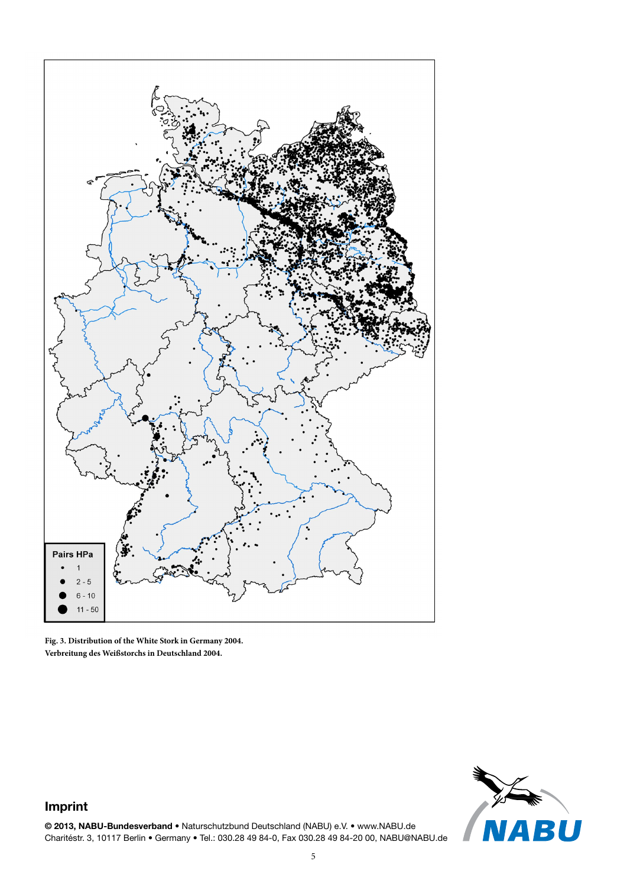Pairs HPa

1

2 - 5

6 - 10

11 - 50

**Fig. 3. Distribution of the White Stork in Germany 2004.**
**Verbreitung des Weißstorchs in Deutschland 2004.**

## Imprint

**© 2013, NABU-Bundesverband** • Naturschutzbund Deutschland (NABU) e.V. • www.NABU.de
Charitéstr. 3, 10117 Berlin • Germany • Tel.: 030.28 49 84-0, Fax 030.28 49 84-20 00, NABU@NABU.de

NABU